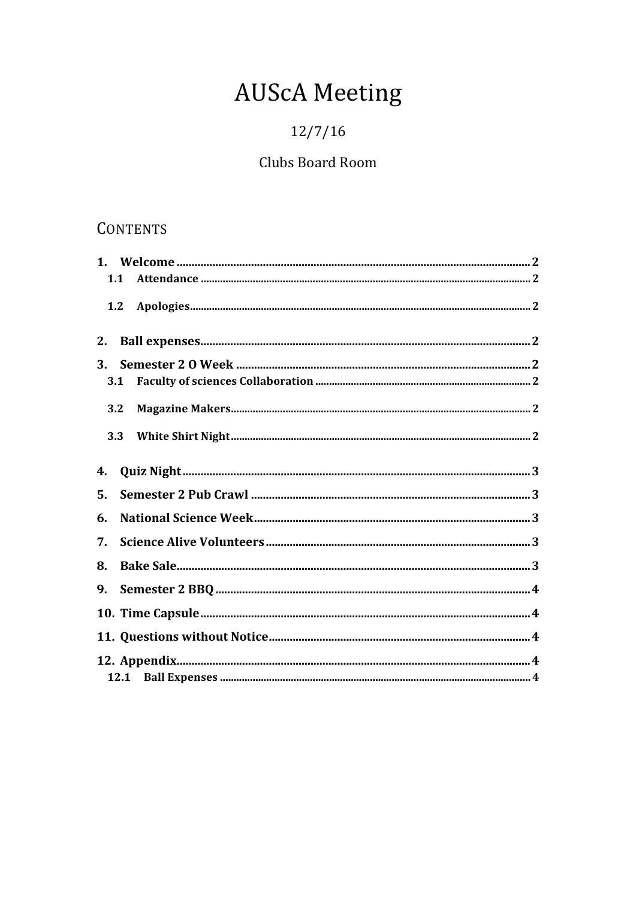# AUScA Meeting

12/7/16

Clubs Board Room

## Contents

1. **Welcome** ........ 2
   - 1.1 **Attendance** ........ 2
   - 1.2 **Apologies** ........ 2
2. **Ball expenses** ........ 2
3. **Semester 2 O Week** ........ 2
   - 3.1 **Faculty of sciences Collaboration** ........ 2
   - 3.2 **Magazine Makers** ........ 2
   - 3.3 **White Shirt Night** ........ 2
4. **Quiz Night** ........ 3
5. **Semester 2 Pub Crawl** ........ 3
6. **National Science Week** ........ 3
7. **Science Alive Volunteers** ........ 3
8. **Bake Sale** ........ 3
9. **Semester 2 BBQ** ........ 4
10. **Time Capsule** ........ 4
11. **Questions without Notice** ........ 4
12. **Appendix** ........ 4
    - 12.1 **Ball Expenses** ........ 4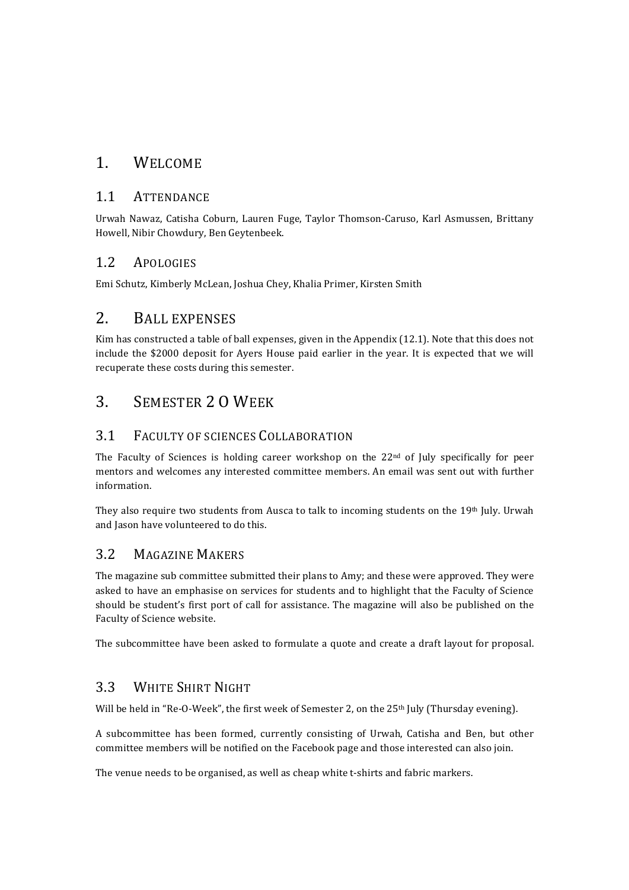# 1. Welcome

## 1.1 Attendance

Urwah Nawaz, Catisha Coburn, Lauren Fuge, Taylor Thomson-Caruso, Karl Asmussen, Brittany Howell, Nibir Chowdury, Ben Geytenbeek.

## 1.2 Apologies

Emi Schutz, Kimberly McLean, Joshua Chey, Khalia Primer, Kirsten Smith

# 2. Ball expenses

Kim has constructed a table of ball expenses, given in the Appendix (12.1). Note that this does not include the $2000 deposit for Ayers House paid earlier in the year. It is expected that we will recuperate these costs during this semester.

# 3. Semester 2 O Week

## 3.1 Faculty of sciences Collaboration

The Faculty of Sciences is holding career workshop on the 22nd of July specifically for peer mentors and welcomes any interested committee members. An email was sent out with further information.

They also require two students from Ausca to talk to incoming students on the 19th July. Urwah and Jason have volunteered to do this.

## 3.2 Magazine Makers

The magazine sub committee submitted their plans to Amy; and these were approved. They were asked to have an emphasise on services for students and to highlight that the Faculty of Science should be student's first port of call for assistance. The magazine will also be published on the Faculty of Science website.

The subcommittee have been asked to formulate a quote and create a draft layout for proposal.

## 3.3 White Shirt Night

Will be held in "Re-O-Week", the first week of Semester 2, on the 25th July (Thursday evening).

A subcommittee has been formed, currently consisting of Urwah, Catisha and Ben, but other committee members will be notified on the Facebook page and those interested can also join.

The venue needs to be organised, as well as cheap white t-shirts and fabric markers.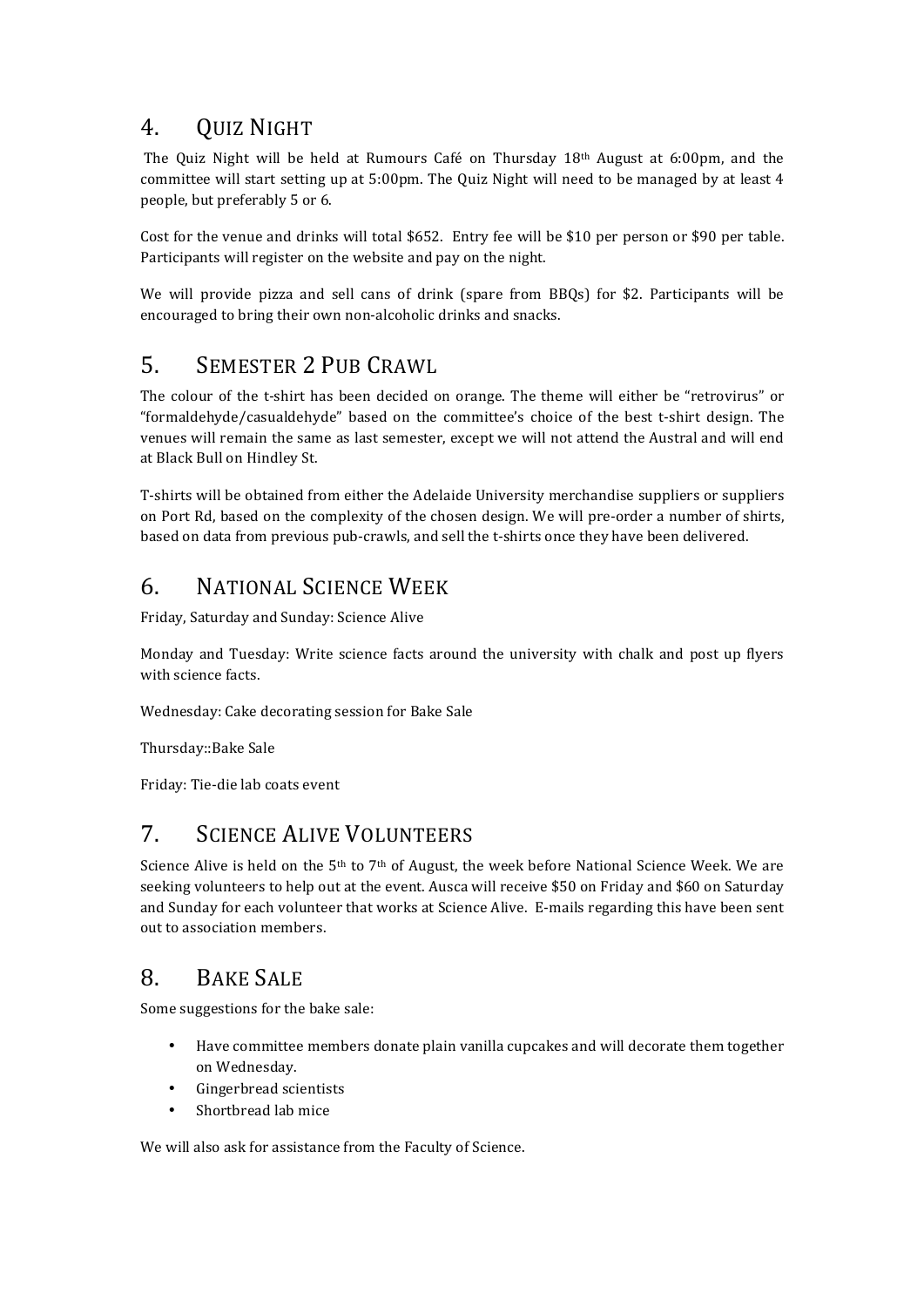## 4. Quiz Night

The Quiz Night will be held at Rumours Café on Thursday 18th August at 6:00pm, and the committee will start setting up at 5:00pm. The Quiz Night will need to be managed by at least 4 people, but preferably 5 or 6.

Cost for the venue and drinks will total $652. Entry fee will be $10 per person or $90 per table. Participants will register on the website and pay on the night.

We will provide pizza and sell cans of drink (spare from BBQs) for $2. Participants will be encouraged to bring their own non-alcoholic drinks and snacks.

## 5. Semester 2 Pub Crawl

The colour of the t-shirt has been decided on orange. The theme will either be "retrovirus" or "formaldehyde/casualdehyde" based on the committee's choice of the best t-shirt design. The venues will remain the same as last semester, except we will not attend the Austral and will end at Black Bull on Hindley St.

T-shirts will be obtained from either the Adelaide University merchandise suppliers or suppliers on Port Rd, based on the complexity of the chosen design. We will pre-order a number of shirts, based on data from previous pub-crawls, and sell the t-shirts once they have been delivered.

## 6. National Science Week

Friday, Saturday and Sunday: Science Alive

Monday and Tuesday: Write science facts around the university with chalk and post up flyers with science facts.

Wednesday: Cake decorating session for Bake Sale

Thursday::Bake Sale

Friday: Tie-die lab coats event

## 7. Science Alive Volunteers

Science Alive is held on the 5th to 7th of August, the week before National Science Week. We are seeking volunteers to help out at the event. Ausca will receive $50 on Friday and $60 on Saturday and Sunday for each volunteer that works at Science Alive. E-mails regarding this have been sent out to association members.

## 8. Bake Sale

Some suggestions for the bake sale:

- Have committee members donate plain vanilla cupcakes and will decorate them together on Wednesday.
- Gingerbread scientists
- Shortbread lab mice

We will also ask for assistance from the Faculty of Science.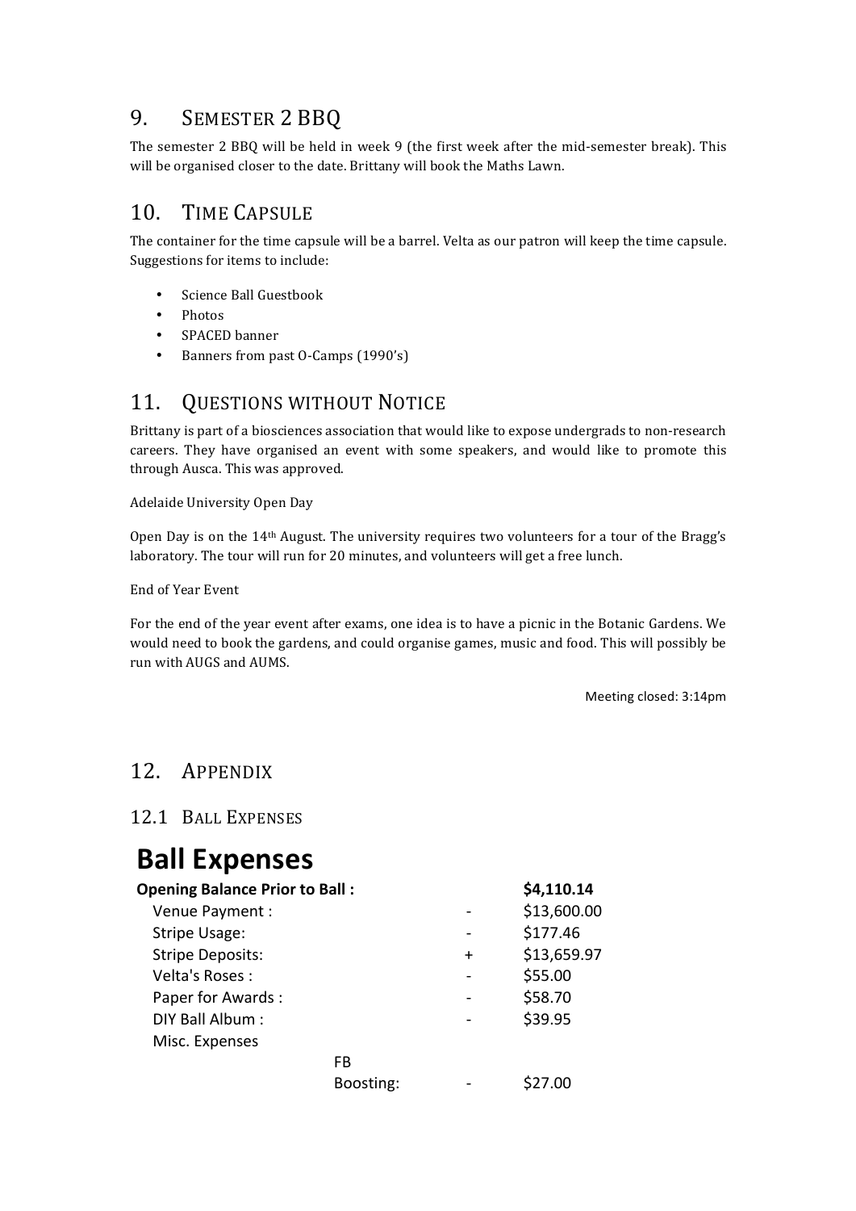## 9. Semester 2 BBQ

The semester 2 BBQ will be held in week 9 (the first week after the mid-semester break). This will be organised closer to the date. Brittany will book the Maths Lawn.

## 10. Time Capsule

The container for the time capsule will be a barrel. Velta as our patron will keep the time capsule. Suggestions for items to include:

- Science Ball Guestbook
- Photos
- SPACED banner
- Banners from past O-Camps (1990's)

## 11. Questions without Notice

Brittany is part of a biosciences association that would like to expose undergrads to non-research careers. They have organised an event with some speakers, and would like to promote this through Ausca. This was approved.

Adelaide University Open Day

Open Day is on the 14th August. The university requires two volunteers for a tour of the Bragg's laboratory. The tour will run for 20 minutes, and volunteers will get a free lunch.

End of Year Event

For the end of the year event after exams, one idea is to have a picnic in the Botanic Gardens. We would need to book the gardens, and could organise games, music and food. This will possibly be run with AUGS and AUMS.

Meeting closed: 3:14pm

## 12. Appendix

### 12.1 Ball Expenses

# Ball Expenses

| **Opening Balance Prior to Ball :** | | | **$4,110.14** |
|---|---|---|---|
| Venue Payment : | | - | $13,600.00 |
| Stripe Usage: | | - | $177.46 |
| Stripe Deposits: | | + | $13,659.97 |
| Velta's Roses : | | - | $55.00 |
| Paper for Awards : | | - | $58.70 |
| DIY Ball Album : | | - | $39.95 |
| Misc. Expenses | | | |
| | FB Boosting: | - | $27.00 |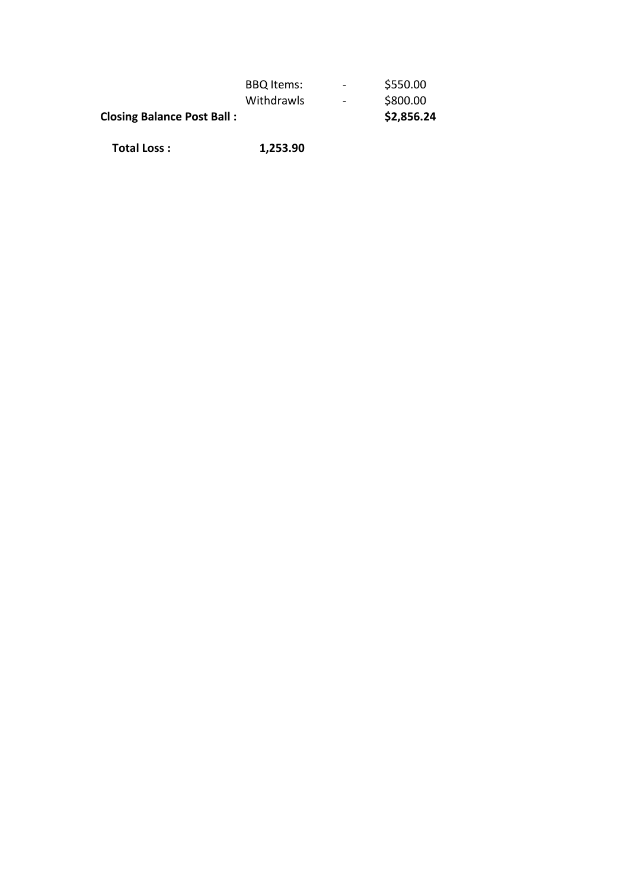| | | | |
|---|---|---|---|
| | BBQ Items: | - | $550.00 |
| | Withdrawls | - | $800.00 |
| **Closing Balance Post Ball :** | | | **$2,856.24** |

| | |
|---|---|
| **Total Loss :** | **1,253.90** |